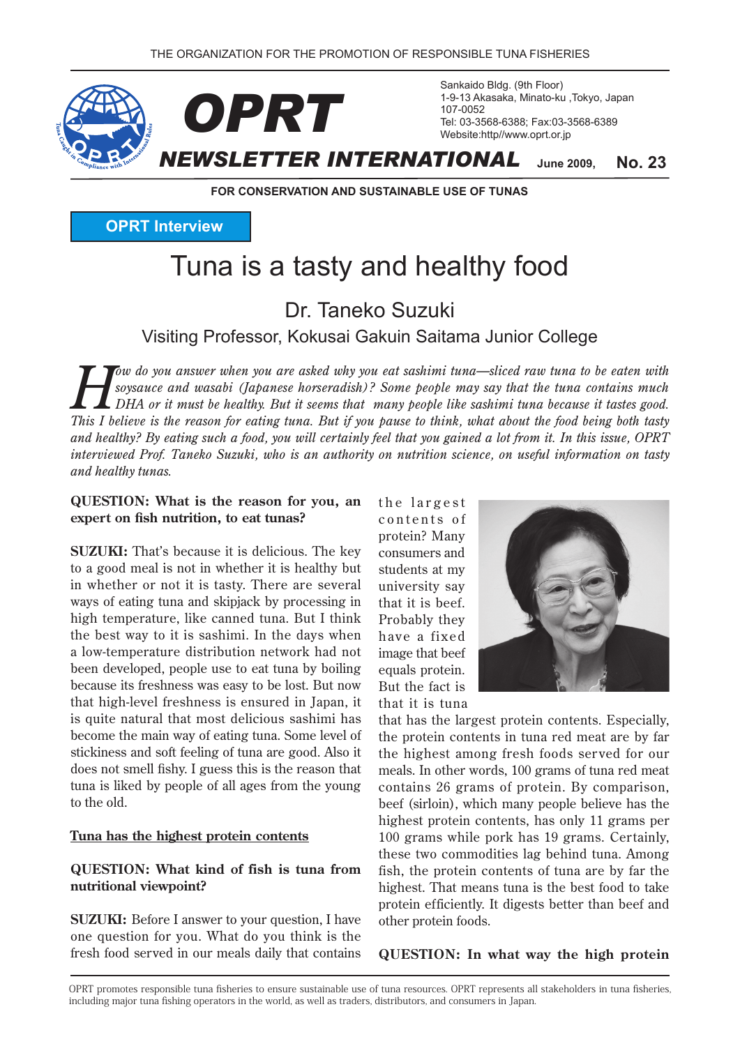THE ORGANIZATION FOR THE PROMOTION OF RESPONSIBLE TUNA FISHERIES

# OPRT NEWSLETTER INTERNATIONAL

Sankaido Bldg. (9th Floor)
1-9-13 Akasaka, Minato-ku ,Tokyo, Japan
107-0052
Tel: 03-3568-6388; Fax:03-3568-6389
Website:http//www.oprt.or.jp

June 2009, **No. 23**

**FOR CONSERVATION AND SUSTAINABLE USE OF TUNAS**

**OPRT Interview**

# Tuna is a tasty and healthy food

## Dr. Taneko Suzuki

### Visiting Professor, Kokusai Gakuin Saitama Junior College

*How do you answer when you are asked why you eat sashimi tuna—sliced raw tuna to be eaten with soysauce and wasabi (Japanese horseradish)? Some people may say that the tuna contains much DHA or it must be healthy. But it seems that many people like sashimi tuna because it tastes good. This I believe is the reason for eating tuna. But if you pause to think, what about the food being both tasty and healthy? By eating such a food, you will certainly feel that you gained a lot from it. In this issue, OPRT interviewed Prof. Taneko Suzuki, who is an authority on nutrition science, on useful information on tasty and healthy tunas.*

**QUESTION: What is the reason for you, an expert on fish nutrition, to eat tunas?**

**SUZUKI:** That's because it is delicious. The key to a good meal is not in whether it is healthy but in whether or not it is tasty. There are several ways of eating tuna and skipjack by processing in high temperature, like canned tuna. But I think the best way to it is sashimi. In the days when a low-temperature distribution network had not been developed, people use to eat tuna by boiling because its freshness was easy to be lost. But now that high-level freshness is ensured in Japan, it is quite natural that most delicious sashimi has become the main way of eating tuna. Some level of stickiness and soft feeling of tuna are good. Also it does not smell fishy. I guess this is the reason that tuna is liked by people of all ages from the young to the old.

**Tuna has the highest protein contents**

**QUESTION: What kind of fish is tuna from nutritional viewpoint?**

**SUZUKI:** Before I answer to your question, I have one question for you. What do you think is the fresh food served in our meals daily that contains the largest contents of protein? Many consumers and students at my university say that it is beef. Probably they have a fixed image that beef equals protein. But the fact is that it is tuna that has the largest protein contents. Especially, the protein contents in tuna red meat are by far the highest among fresh foods served for our meals. In other words, 100 grams of tuna red meat contains 26 grams of protein. By comparison, beef (sirloin), which many people believe has the highest protein contents, has only 11 grams per 100 grams while pork has 19 grams. Certainly, these two commodities lag behind tuna. Among fish, the protein contents of tuna are by far the highest. That means tuna is the best food to take protein efficiently. It digests better than beef and other protein foods.

**QUESTION: In what way the high protein**

OPRT promotes responsible tuna fisheries to ensure sustainable use of tuna resources. OPRT represents all stakeholders in tuna fisheries, including major tuna fishing operators in the world, as well as traders, distributors, and consumers in Japan.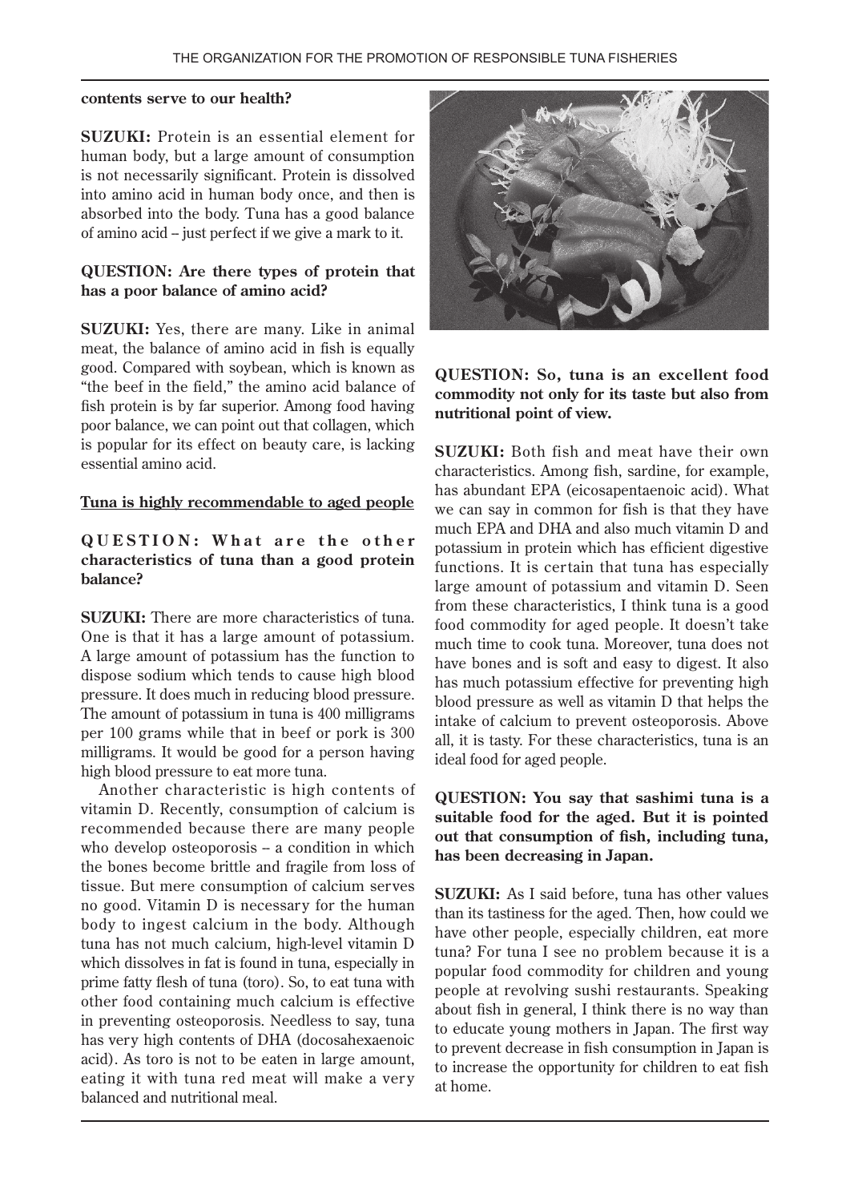**contents serve to our health?**

**SUZUKI:** Protein is an essential element for human body, but a large amount of consumption is not necessarily significant. Protein is dissolved into amino acid in human body once, and then is absorbed into the body. Tuna has a good balance of amino acid – just perfect if we give a mark to it.

**QUESTION: Are there types of protein that has a poor balance of amino acid?**

**SUZUKI:** Yes, there are many. Like in animal meat, the balance of amino acid in fish is equally good. Compared with soybean, which is known as "the beef in the field," the amino acid balance of fish protein is by far superior. Among food having poor balance, we can point out that collagen, which is popular for its effect on beauty care, is lacking essential amino acid.

## Tuna is highly recommendable to aged people

**QUESTION: What are the other characteristics of tuna than a good protein balance?**

**SUZUKI:** There are more characteristics of tuna. One is that it has a large amount of potassium. A large amount of potassium has the function to dispose sodium which tends to cause high blood pressure. It does much in reducing blood pressure. The amount of potassium in tuna is 400 milligrams per 100 grams while that in beef or pork is 300 milligrams. It would be good for a person having high blood pressure to eat more tuna.

Another characteristic is high contents of vitamin D. Recently, consumption of calcium is recommended because there are many people who develop osteoporosis – a condition in which the bones become brittle and fragile from loss of tissue. But mere consumption of calcium serves no good. Vitamin D is necessary for the human body to ingest calcium in the body. Although tuna has not much calcium, high-level vitamin D which dissolves in fat is found in tuna, especially in prime fatty flesh of tuna (toro). So, to eat tuna with other food containing much calcium is effective in preventing osteoporosis. Needless to say, tuna has very high contents of DHA (docosahexaenoic acid). As toro is not to be eaten in large amount, eating it with tuna red meat will make a very balanced and nutritional meal.

**QUESTION: So, tuna is an excellent food commodity not only for its taste but also from nutritional point of view.**

**SUZUKI:** Both fish and meat have their own characteristics. Among fish, sardine, for example, has abundant EPA (eicosapentaenoic acid). What we can say in common for fish is that they have much EPA and DHA and also much vitamin D and potassium in protein which has efficient digestive functions. It is certain that tuna has especially large amount of potassium and vitamin D. Seen from these characteristics, I think tuna is a good food commodity for aged people. It doesn't take much time to cook tuna. Moreover, tuna does not have bones and is soft and easy to digest. It also has much potassium effective for preventing high blood pressure as well as vitamin D that helps the intake of calcium to prevent osteoporosis. Above all, it is tasty. For these characteristics, tuna is an ideal food for aged people.

**QUESTION: You say that sashimi tuna is a suitable food for the aged. But it is pointed out that consumption of fish, including tuna, has been decreasing in Japan.**

**SUZUKI:** As I said before, tuna has other values than its tastiness for the aged. Then, how could we have other people, especially children, eat more tuna? For tuna I see no problem because it is a popular food commodity for children and young people at revolving sushi restaurants. Speaking about fish in general, I think there is no way than to educate young mothers in Japan. The first way to prevent decrease in fish consumption in Japan is to increase the opportunity for children to eat fish at home.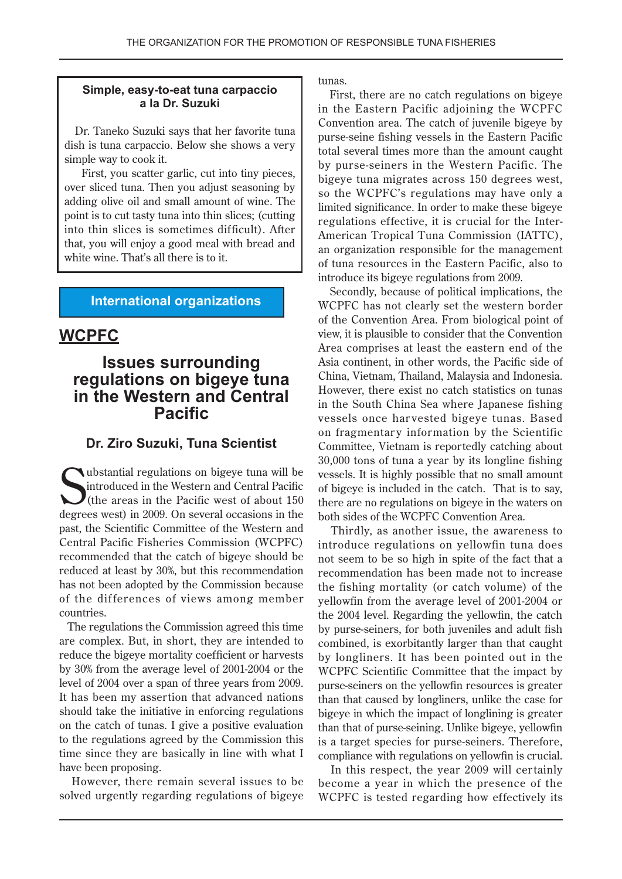### Simple, easy-to-eat tuna carpaccio a la Dr. Suzuki

Dr. Taneko Suzuki says that her favorite tuna dish is tuna carpaccio. Below she shows a very simple way to cook it.

First, you scatter garlic, cut into tiny pieces, over sliced tuna. Then you adjust seasoning by adding olive oil and small amount of wine. The point is to cut tasty tuna into thin slices; (cutting into thin slices is sometimes difficult). After that, you will enjoy a good meal with bread and white wine. That's all there is to it.

**International organizations**

## WCPFC

# Issues surrounding regulations on bigeye tuna in the Western and Central Pacific

### Dr. Ziro Suzuki, Tuna Scientist

Substantial regulations on bigeye tuna will be introduced in the Western and Central Pacific (the areas in the Pacific west of about 150 degrees west) in 2009. On several occasions in the past, the Scientific Committee of the Western and Central Pacific Fisheries Commission (WCPFC) recommended that the catch of bigeye should be reduced at least by 30%, but this recommendation has not been adopted by the Commission because of the differences of views among member countries.

The regulations the Commission agreed this time are complex. But, in short, they are intended to reduce the bigeye mortality coefficient or harvests by 30% from the average level of 2001-2004 or the level of 2004 over a span of three years from 2009. It has been my assertion that advanced nations should take the initiative in enforcing regulations on the catch of tunas. I give a positive evaluation to the regulations agreed by the Commission this time since they are basically in line with what I have been proposing.

However, there remain several issues to be solved urgently regarding regulations of bigeye tunas.

First, there are no catch regulations on bigeye in the Eastern Pacific adjoining the WCPFC Convention area. The catch of juvenile bigeye by purse-seine fishing vessels in the Eastern Pacific total several times more than the amount caught by purse-seiners in the Western Pacific. The bigeye tuna migrates across 150 degrees west, so the WCPFC's regulations may have only a limited significance. In order to make these bigeye regulations effective, it is crucial for the Inter-American Tropical Tuna Commission (IATTC), an organization responsible for the management of tuna resources in the Eastern Pacific, also to introduce its bigeye regulations from 2009.

Secondly, because of political implications, the WCPFC has not clearly set the western border of the Convention Area. From biological point of view, it is plausible to consider that the Convention Area comprises at least the eastern end of the Asia continent, in other words, the Pacific side of China, Vietnam, Thailand, Malaysia and Indonesia. However, there exist no catch statistics on tunas in the South China Sea where Japanese fishing vessels once harvested bigeye tunas. Based on fragmentary information by the Scientific Committee, Vietnam is reportedly catching about 30,000 tons of tuna a year by its longline fishing vessels. It is highly possible that no small amount of bigeye is included in the catch. That is to say, there are no regulations on bigeye in the waters on both sides of the WCPFC Convention Area.

Thirdly, as another issue, the awareness to introduce regulations on yellowfin tuna does not seem to be so high in spite of the fact that a recommendation has been made not to increase the fishing mortality (or catch volume) of the yellowfin from the average level of 2001-2004 or the 2004 level. Regarding the yellowfin, the catch by purse-seiners, for both juveniles and adult fish combined, is exorbitantly larger than that caught by longliners. It has been pointed out in the WCPFC Scientific Committee that the impact by purse-seiners on the yellowfin resources is greater than that caused by longliners, unlike the case for bigeye in which the impact of longlining is greater than that of purse-seining. Unlike bigeye, yellowfin is a target species for purse-seiners. Therefore, compliance with regulations on yellowfin is crucial.

In this respect, the year 2009 will certainly become a year in which the presence of the WCPFC is tested regarding how effectively its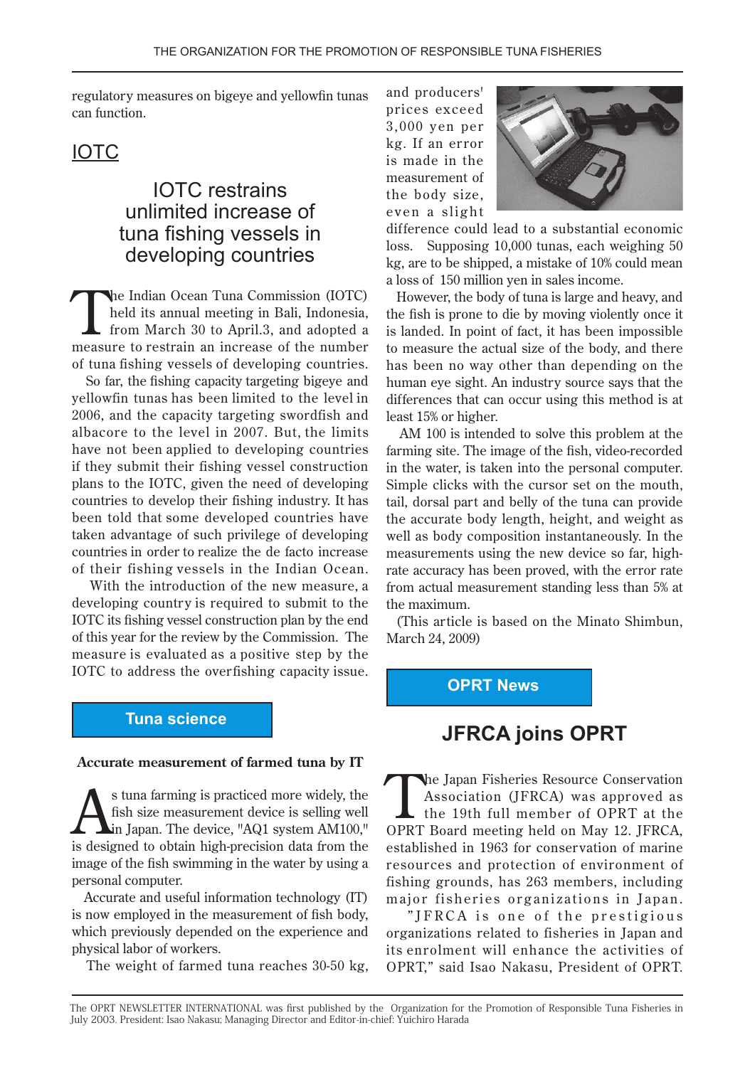regulatory measures on bigeye and yellowfin tunas can function.

## IOTC

### IOTC restrains unlimited increase of tuna fishing vessels in developing countries

The Indian Ocean Tuna Commission (IOTC) held its annual meeting in Bali, Indonesia, from March 30 to April.3, and adopted a measure to restrain an increase of the number of tuna fishing vessels of developing countries.

So far, the fishing capacity targeting bigeye and yellowfin tunas has been limited to the level in 2006, and the capacity targeting swordfish and albacore to the level in 2007. But, the limits have not been applied to developing countries if they submit their fishing vessel construction plans to the IOTC, given the need of developing countries to develop their fishing industry. It has been told that some developed countries have taken advantage of such privilege of developing countries in order to realize the de facto increase of their fishing vessels in the Indian Ocean.

With the introduction of the new measure, a developing country is required to submit to the IOTC its fishing vessel construction plan by the end of this year for the review by the Commission. The measure is evaluated as a positive step by the IOTC to address the overfishing capacity issue.

## Tuna science

**Accurate measurement of farmed tuna by IT**

As tuna farming is practiced more widely, the fish size measurement device is selling well in Japan. The device, "AQ1 system AM100," is designed to obtain high-precision data from the image of the fish swimming in the water by using a personal computer.

Accurate and useful information technology (IT) is now employed in the measurement of fish body, which previously depended on the experience and physical labor of workers.

The weight of farmed tuna reaches 30-50 kg, and producers' prices exceed 3,000 yen per kg. If an error is made in the measurement of the body size, even a slight difference could lead to a substantial economic loss. Supposing 10,000 tunas, each weighing 50 kg, are to be shipped, a mistake of 10% could mean a loss of 150 million yen in sales income.

However, the body of tuna is large and heavy, and the fish is prone to die by moving violently once it is landed. In point of fact, it has been impossible to measure the actual size of the body, and there has been no way other than depending on the human eye sight. An industry source says that the differences that can occur using this method is at least 15% or higher.

AM 100 is intended to solve this problem at the farming site. The image of the fish, video-recorded in the water, is taken into the personal computer. Simple clicks with the cursor set on the mouth, tail, dorsal part and belly of the tuna can provide the accurate body length, height, and weight as well as body composition instantaneously. In the measurements using the new device so far, high-rate accuracy has been proved, with the error rate from actual measurement standing less than 5% at the maximum.

(This article is based on the Minato Shimbun, March 24, 2009)

## OPRT News

### JFRCA joins OPRT

The Japan Fisheries Resource Conservation Association (JFRCA) was approved as the 19th full member of OPRT at the OPRT Board meeting held on May 12. JFRCA, established in 1963 for conservation of marine resources and protection of environment of fishing grounds, has 263 members, including major fisheries organizations in Japan.

"JFRCA is one of the prestigious organizations related to fisheries in Japan and its enrolment will enhance the activities of OPRT," said Isao Nakasu, President of OPRT.

The OPRT NEWSLETTER INTERNATIONAL was first published by the Organization for the Promotion of Responsible Tuna Fisheries in July 2003. President: Isao Nakasu; Managing Director and Editor-in-chief: Yuichiro Harada